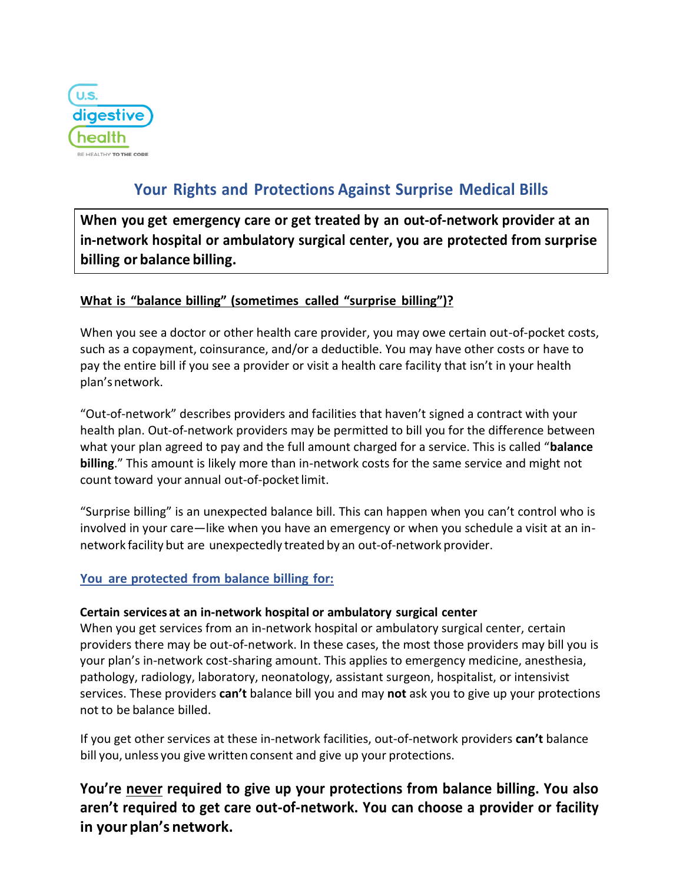# Your Rights and Protections Against Surprise Medical Bills

**When you get emergency care or get treated by an out-of-network provider at an in-network hospital or ambulatory surgical center, you are protected from surprise billing or balance billing.**

## What is "balance billing" (sometimes called "surprise billing")?

When you see a doctor or other health care provider, you may owe certain out-of-pocket costs, such as a copayment, coinsurance, and/or a deductible. You may have other costs or have to pay the entire bill if you see a provider or visit a health care facility that isn't in your health plan's network.

"Out-of-network" describes providers and facilities that haven't signed a contract with your health plan. Out-of-network providers may be permitted to bill you for the difference between what your plan agreed to pay and the full amount charged for a service. This is called "**balance billing**." This amount is likely more than in-network costs for the same service and might not count toward your annual out-of-pocket limit.

"Surprise billing" is an unexpected balance bill. This can happen when you can't control who is involved in your care—like when you have an emergency or when you schedule a visit at an in-network facility but are unexpectedly treated by an out-of-network provider.

## You are protected from balance billing for:

### Certain services at an in-network hospital or ambulatory surgical center

When you get services from an in-network hospital or ambulatory surgical center, certain providers there may be out-of-network. In these cases, the most those providers may bill you is your plan's in-network cost-sharing amount. This applies to emergency medicine, anesthesia, pathology, radiology, laboratory, neonatology, assistant surgeon, hospitalist, or intensivist services. These providers **can't** balance bill you and may **not** ask you to give up your protections not to be balance billed.

If you get other services at these in-network facilities, out-of-network providers **can't** balance bill you, unless you give written consent and give up your protections.

**You're never required to give up your protections from balance billing. You also aren't required to get care out-of-network. You can choose a provider or facility in your plan's network.**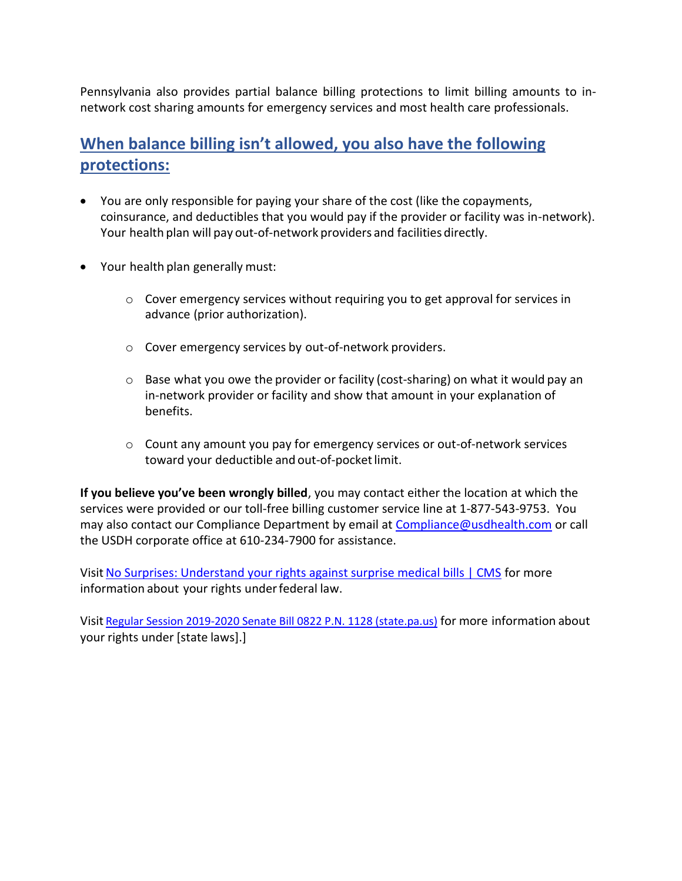Pennsylvania also provides partial balance billing protections to limit billing amounts to in-network cost sharing amounts for emergency services and most health care professionals.

## When balance billing isn't allowed, you also have the following protections:

- You are only responsible for paying your share of the cost (like the copayments, coinsurance, and deductibles that you would pay if the provider or facility was in-network). Your health plan will pay out-of-network providers and facilities directly.
- Your health plan generally must:
  - Cover emergency services without requiring you to get approval for services in advance (prior authorization).
  - Cover emergency services by out-of-network providers.
  - Base what you owe the provider or facility (cost-sharing) on what it would pay an in-network provider or facility and show that amount in your explanation of benefits.
  - Count any amount you pay for emergency services or out-of-network services toward your deductible and out-of-pocket limit.

**If you believe you've been wrongly billed**, you may contact either the location at which the services were provided or our toll-free billing customer service line at 1-877-543-9753. You may also contact our Compliance Department by email at Compliance@usdhealth.com or call the USDH corporate office at 610-234-7900 for assistance.

Visit No Surprises: Understand your rights against surprise medical bills | CMS for more information about your rights under federal law.

Visit Regular Session 2019-2020 Senate Bill 0822 P.N. 1128 (state.pa.us) for more information about your rights under [state laws].]